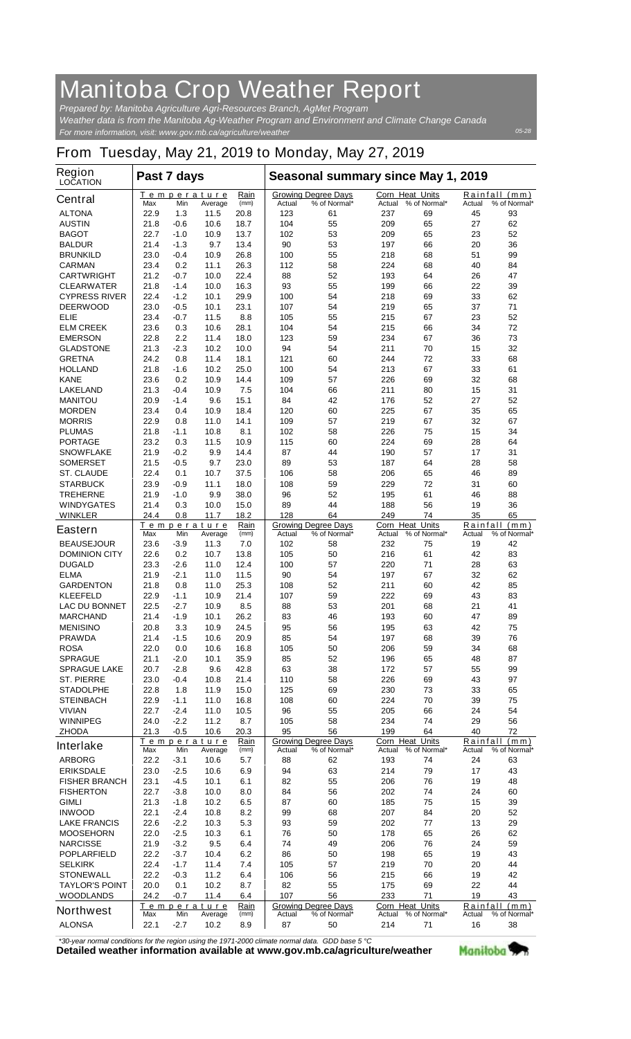# Manitoba Crop Weather Report

*Prepared by: Manitoba Agriculture Agri-Resources Branch, AgMet Program*
*Weather data is from the Manitoba Ag-Weather Program and Environment and Climate Change Canada*
*For more information, visit: www.gov.mb.ca/agriculture/weather*

05-28

## From Tuesday, May 21, 2019 to Monday, May 27, 2019

| Region LOCATION | Past 7 days | | | | Seasonal summary since May 1, 2019 | | | | | |
|---|---|---|---|---|---|---|---|---|---|---|
| | Temperature | | | Rain | Growing Degree Days | | Corn Heat Units | | Rainfall (mm) | |
| **Central** | Max | Min | Average | (mm) | Actual | % of Normal* | Actual | % of Normal* | Actual | % of Normal* |
| ALTONA | 22.9 | 1.3 | 11.5 | 20.8 | 123 | 61 | 237 | 69 | 45 | 93 |
| AUSTIN | 21.8 | -0.6 | 10.6 | 18.7 | 104 | 55 | 209 | 65 | 27 | 62 |
| BAGOT | 22.7 | -1.0 | 10.9 | 13.7 | 102 | 53 | 209 | 65 | 23 | 52 |
| BALDUR | 21.4 | -1.3 | 9.7 | 13.4 | 90 | 53 | 197 | 66 | 20 | 36 |
| BRUNKILD | 23.0 | -0.4 | 10.9 | 26.8 | 100 | 55 | 218 | 68 | 51 | 99 |
| CARMAN | 23.4 | 0.2 | 11.1 | 26.3 | 112 | 58 | 224 | 68 | 40 | 84 |
| CARTWRIGHT | 21.2 | -0.7 | 10.0 | 22.4 | 88 | 52 | 193 | 64 | 26 | 47 |
| CLEARWATER | 21.8 | -1.4 | 10.0 | 16.3 | 93 | 55 | 199 | 66 | 22 | 39 |
| CYPRESS RIVER | 22.4 | -1.2 | 10.1 | 29.9 | 100 | 54 | 218 | 69 | 33 | 62 |
| DEERWOOD | 23.0 | -0.5 | 10.1 | 23.1 | 107 | 54 | 219 | 65 | 37 | 71 |
| ELIE | 23.4 | -0.7 | 11.5 | 8.8 | 105 | 55 | 215 | 67 | 23 | 52 |
| ELM CREEK | 23.6 | 0.3 | 10.6 | 28.1 | 104 | 54 | 215 | 66 | 34 | 72 |
| EMERSON | 22.8 | 2.2 | 11.4 | 18.0 | 123 | 59 | 234 | 67 | 36 | 73 |
| GLADSTONE | 21.3 | -2.3 | 10.2 | 10.0 | 94 | 54 | 211 | 70 | 15 | 32 |
| GRETNA | 24.2 | 0.8 | 11.4 | 18.1 | 121 | 60 | 244 | 72 | 33 | 68 |
| HOLLAND | 21.8 | -1.6 | 10.2 | 25.0 | 100 | 54 | 213 | 67 | 33 | 61 |
| KANE | 23.6 | 0.2 | 10.9 | 14.4 | 109 | 57 | 226 | 69 | 32 | 68 |
| LAKELAND | 21.3 | -0.4 | 10.9 | 7.5 | 104 | 66 | 211 | 80 | 15 | 31 |
| MANITOU | 20.9 | -1.4 | 9.6 | 15.1 | 84 | 42 | 176 | 52 | 27 | 52 |
| MORDEN | 23.4 | 0.4 | 10.9 | 18.4 | 120 | 60 | 225 | 67 | 35 | 65 |
| MORRIS | 22.9 | 0.8 | 11.0 | 14.1 | 109 | 57 | 219 | 67 | 32 | 67 |
| PLUMAS | 21.8 | -1.1 | 10.8 | 8.1 | 102 | 58 | 226 | 75 | 15 | 34 |
| PORTAGE | 23.2 | 0.3 | 11.5 | 10.9 | 115 | 60 | 224 | 69 | 28 | 64 |
| SNOWFLAKE | 21.9 | -0.2 | 9.9 | 14.4 | 87 | 44 | 190 | 57 | 17 | 31 |
| SOMERSET | 21.5 | -0.5 | 9.7 | 23.0 | 89 | 53 | 187 | 64 | 28 | 58 |
| ST. CLAUDE | 22.4 | 0.1 | 10.7 | 37.5 | 106 | 58 | 206 | 65 | 46 | 89 |
| STARBUCK | 23.9 | -0.9 | 11.1 | 18.0 | 108 | 59 | 229 | 72 | 31 | 60 |
| TREHERNE | 21.9 | -1.0 | 9.9 | 38.0 | 96 | 52 | 195 | 61 | 46 | 88 |
| WINDYGATES | 21.4 | 0.3 | 10.0 | 15.0 | 89 | 44 | 188 | 56 | 19 | 36 |
| WINKLER | 24.4 | 0.8 | 11.7 | 18.2 | 128 | 64 | 249 | 74 | 35 | 65 |
| | Temperature | | | Rain | Growing Degree Days | | Corn Heat Units | | Rainfall (mm) | |
| **Eastern** | Max | Min | Average | (mm) | Actual | % of Normal* | Actual | % of Normal* | Actual | % of Normal* |
| BEAUSEJOUR | 23.6 | -3.9 | 11.3 | 7.0 | 102 | 58 | 232 | 75 | 19 | 42 |
| DOMINION CITY | 22.6 | 0.2 | 10.7 | 13.8 | 105 | 50 | 216 | 61 | 42 | 83 |
| DUGALD | 23.3 | -2.6 | 11.0 | 12.4 | 100 | 57 | 220 | 71 | 28 | 63 |
| ELMA | 21.9 | -2.1 | 11.0 | 11.5 | 90 | 54 | 197 | 67 | 32 | 62 |
| GARDENTON | 21.8 | 0.8 | 11.0 | 25.3 | 108 | 52 | 211 | 60 | 42 | 85 |
| KLEEFELD | 22.9 | -1.1 | 10.9 | 21.4 | 107 | 59 | 222 | 69 | 43 | 83 |
| LAC DU BONNET | 22.5 | -2.7 | 10.9 | 8.5 | 88 | 53 | 201 | 68 | 21 | 41 |
| MARCHAND | 21.4 | -1.9 | 10.1 | 26.2 | 83 | 46 | 193 | 60 | 47 | 89 |
| MENISINO | 20.8 | 3.3 | 10.9 | 24.5 | 95 | 56 | 195 | 63 | 42 | 75 |
| PRAWDA | 21.4 | -1.5 | 10.6 | 20.9 | 85 | 54 | 197 | 68 | 39 | 76 |
| ROSA | 22.0 | 0.0 | 10.6 | 16.8 | 105 | 50 | 206 | 59 | 34 | 68 |
| SPRAGUE | 21.1 | -2.0 | 10.1 | 35.9 | 85 | 52 | 196 | 65 | 48 | 87 |
| SPRAGUE LAKE | 20.7 | -2.8 | 9.6 | 42.8 | 63 | 38 | 172 | 57 | 55 | 99 |
| ST. PIERRE | 23.0 | -0.4 | 10.8 | 21.4 | 110 | 58 | 226 | 69 | 43 | 97 |
| STADOLPHE | 22.8 | 1.8 | 11.9 | 15.0 | 125 | 69 | 230 | 73 | 33 | 65 |
| STEINBACH | 22.9 | -1.1 | 11.0 | 16.8 | 108 | 60 | 224 | 70 | 39 | 75 |
| VIVIAN | 22.7 | -2.4 | 11.0 | 10.5 | 96 | 55 | 205 | 66 | 24 | 54 |
| WINNIPEG | 24.0 | -2.2 | 11.2 | 8.7 | 105 | 58 | 234 | 74 | 29 | 56 |
| ZHODA | 21.3 | -0.5 | 10.6 | 20.3 | 95 | 56 | 199 | 64 | 40 | 72 |
| | Temperature | | | Rain | Growing Degree Days | | Corn Heat Units | | Rainfall (mm) | |
| **Interlake** | Max | Min | Average | (mm) | Actual | % of Normal* | Actual | % of Normal* | Actual | % of Normal* |
| ARBORG | 22.2 | -3.1 | 10.6 | 5.7 | 88 | 62 | 193 | 74 | 24 | 63 |
| ERIKSDALE | 23.0 | -2.5 | 10.6 | 6.9 | 94 | 63 | 214 | 79 | 17 | 43 |
| FISHER BRANCH | 23.1 | -4.5 | 10.1 | 6.1 | 82 | 55 | 206 | 76 | 19 | 48 |
| FISHERTON | 22.7 | -3.8 | 10.0 | 8.0 | 84 | 56 | 202 | 74 | 24 | 60 |
| GIMLI | 21.3 | -1.8 | 10.2 | 6.5 | 87 | 60 | 185 | 75 | 15 | 39 |
| INWOOD | 22.1 | -2.4 | 10.8 | 8.2 | 99 | 68 | 207 | 84 | 20 | 52 |
| LAKE FRANCIS | 22.6 | -2.2 | 10.3 | 5.3 | 93 | 59 | 202 | 77 | 13 | 29 |
| MOOSEHORN | 22.0 | -2.5 | 10.3 | 6.1 | 76 | 50 | 178 | 65 | 26 | 62 |
| NARCISSE | 21.9 | -3.2 | 9.5 | 6.4 | 74 | 49 | 206 | 76 | 24 | 59 |
| POPLARFIELD | 22.2 | -3.7 | 10.4 | 6.2 | 86 | 50 | 198 | 65 | 19 | 43 |
| SELKIRK | 22.4 | -1.7 | 11.4 | 7.4 | 105 | 57 | 219 | 70 | 20 | 44 |
| STONEWALL | 22.2 | -0.3 | 11.2 | 6.4 | 106 | 56 | 215 | 66 | 19 | 42 |
| TAYLOR'S POINT | 20.0 | 0.1 | 10.2 | 8.7 | 82 | 55 | 175 | 69 | 22 | 44 |
| WOODLANDS | 24.2 | -0.7 | 11.4 | 6.4 | 107 | 56 | 233 | 71 | 19 | 43 |
| | Temperature | | | Rain | Growing Degree Days | | Corn Heat Units | | Rainfall (mm) | |
| **Northwest** | Max | Min | Average | (mm) | Actual | % of Normal* | Actual | % of Normal* | Actual | % of Normal* |
| ALONSA | 22.1 | -2.7 | 10.2 | 8.9 | 87 | 50 | 214 | 71 | 16 | 38 |

*\*30-year normal conditions for the region using the 1971-2000 climate normal data. GDD base 5 °C*

**Detailed weather information available at www.gov.mb.ca/agriculture/weather**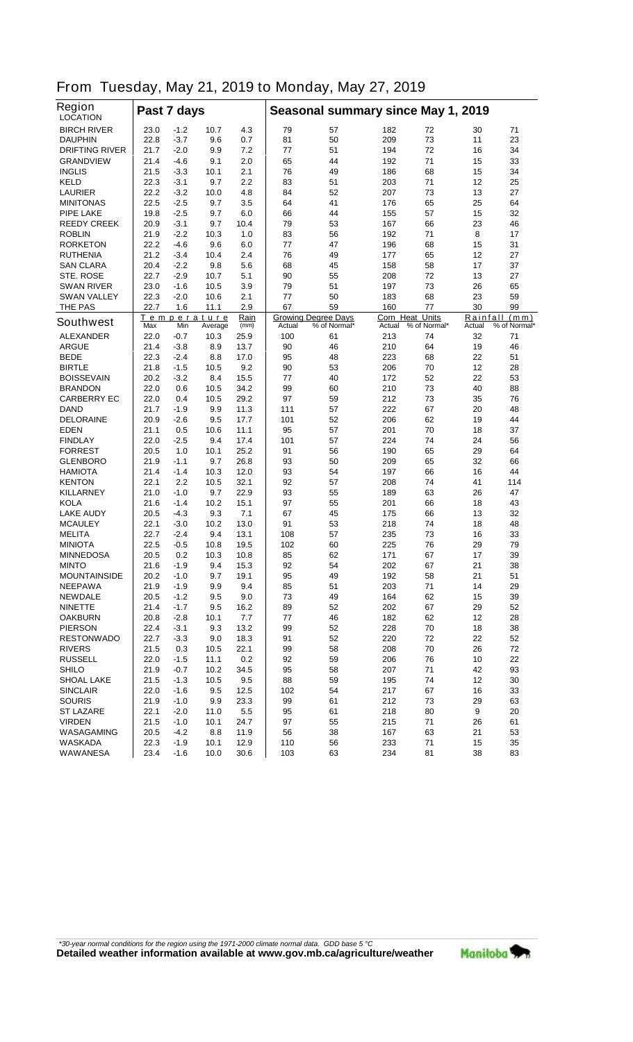# From Tuesday, May 21, 2019 to Monday, May 27, 2019

| Region LOCATION | Past 7 days | | | | Seasonal summary since May 1, 2019 | | | | | |
|---|---|---|---|---|---|---|---|---|---|---|
| BIRCH RIVER | 23.0 | -1.2 | 10.7 | 4.3 | 79 | 57 | 182 | 72 | 30 | 71 |
| DAUPHIN | 22.8 | -3.7 | 9.6 | 0.7 | 81 | 50 | 209 | 73 | 11 | 23 |
| DRIFTING RIVER | 21.7 | -2.0 | 9.9 | 7.2 | 77 | 51 | 194 | 72 | 16 | 34 |
| GRANDVIEW | 21.4 | -4.6 | 9.1 | 2.0 | 65 | 44 | 192 | 71 | 15 | 33 |
| INGLIS | 21.5 | -3.3 | 10.1 | 2.1 | 76 | 49 | 186 | 68 | 15 | 34 |
| KELD | 22.3 | -3.1 | 9.7 | 2.2 | 83 | 51 | 203 | 71 | 12 | 25 |
| LAURIER | 22.2 | -3.2 | 10.0 | 4.8 | 84 | 52 | 207 | 73 | 13 | 27 |
| MINITONAS | 22.5 | -2.5 | 9.7 | 3.5 | 64 | 41 | 176 | 65 | 25 | 64 |
| PIPE LAKE | 19.8 | -2.5 | 9.7 | 6.0 | 66 | 44 | 155 | 57 | 15 | 32 |
| REEDY CREEK | 20.9 | -3.1 | 9.7 | 10.4 | 79 | 53 | 167 | 66 | 23 | 46 |
| ROBLIN | 21.9 | -2.2 | 10.3 | 1.0 | 83 | 56 | 192 | 71 | 8 | 17 |
| RORKETON | 22.2 | -4.6 | 9.6 | 6.0 | 77 | 47 | 196 | 68 | 15 | 31 |
| RUTHENIA | 21.2 | -3.4 | 10.4 | 2.4 | 76 | 49 | 177 | 65 | 12 | 27 |
| SAN CLARA | 20.4 | -2.2 | 9.8 | 5.6 | 68 | 45 | 158 | 58 | 17 | 37 |
| STE. ROSE | 22.7 | -2.9 | 10.7 | 5.1 | 90 | 55 | 208 | 72 | 13 | 27 |
| SWAN RIVER | 23.0 | -1.6 | 10.5 | 3.9 | 79 | 51 | 197 | 73 | 26 | 65 |
| SWAN VALLEY | 22.3 | -2.0 | 10.6 | 2.1 | 77 | 50 | 183 | 68 | 23 | 59 |
| THE PAS | 22.7 | 1.6 | 11.1 | 2.9 | 67 | 59 | 160 | 77 | 30 | 99 |
| **Southwest** | Temperature Max | Min | Average | Rain (mm) | Growing Degree Days Actual | % of Normal* | Corn Heat Units Actual | % of Normal* | Rainfall (mm) Actual | % of Normal* |
| ALEXANDER | 22.0 | -0.7 | 10.3 | 25.9 | 100 | 61 | 213 | 74 | 32 | 71 |
| ARGUE | 21.4 | -3.8 | 8.9 | 13.7 | 90 | 46 | 210 | 64 | 19 | 46 |
| BEDE | 22.3 | -2.4 | 8.8 | 17.0 | 95 | 48 | 223 | 68 | 22 | 51 |
| BIRTLE | 21.8 | -1.5 | 10.5 | 9.2 | 90 | 53 | 206 | 70 | 12 | 28 |
| BOISSEVAIN | 20.2 | -3.2 | 8.4 | 15.5 | 77 | 40 | 172 | 52 | 22 | 53 |
| BRANDON | 22.0 | 0.6 | 10.5 | 34.2 | 99 | 60 | 210 | 73 | 40 | 88 |
| CARBERRY EC | 22.0 | 0.4 | 10.5 | 29.2 | 97 | 59 | 212 | 73 | 35 | 76 |
| DAND | 21.7 | -1.9 | 9.9 | 11.3 | 111 | 57 | 222 | 67 | 20 | 48 |
| DELORAINE | 20.9 | -2.6 | 9.5 | 17.7 | 101 | 52 | 206 | 62 | 19 | 44 |
| EDEN | 21.1 | 0.5 | 10.6 | 11.1 | 95 | 57 | 201 | 70 | 18 | 37 |
| FINDLAY | 22.0 | -2.5 | 9.4 | 17.4 | 101 | 57 | 224 | 74 | 24 | 56 |
| FORREST | 20.5 | 1.0 | 10.1 | 25.2 | 91 | 56 | 190 | 65 | 29 | 64 |
| GLENBORO | 21.9 | -1.1 | 9.7 | 26.8 | 93 | 50 | 209 | 65 | 32 | 66 |
| HAMIOTA | 21.4 | -1.4 | 10.3 | 12.0 | 93 | 54 | 197 | 66 | 16 | 44 |
| KENTON | 22.1 | 2.2 | 10.5 | 32.1 | 92 | 57 | 208 | 74 | 41 | 114 |
| KILLARNEY | 21.0 | -1.0 | 9.7 | 22.9 | 93 | 55 | 189 | 63 | 26 | 47 |
| KOLA | 21.6 | -1.4 | 10.2 | 15.1 | 97 | 55 | 201 | 66 | 18 | 43 |
| LAKE AUDY | 20.5 | -4.3 | 9.3 | 7.1 | 67 | 45 | 175 | 66 | 13 | 32 |
| MCAULEY | 22.1 | -3.0 | 10.2 | 13.0 | 91 | 53 | 218 | 74 | 18 | 48 |
| MELITA | 22.7 | -2.4 | 9.4 | 13.1 | 108 | 57 | 235 | 73 | 16 | 33 |
| MINIOTA | 22.5 | -0.5 | 10.8 | 19.5 | 102 | 60 | 225 | 76 | 29 | 79 |
| MINNEDOSA | 20.5 | 0.2 | 10.3 | 10.8 | 85 | 62 | 171 | 67 | 17 | 39 |
| MINTO | 21.6 | -1.9 | 9.4 | 15.3 | 92 | 54 | 202 | 67 | 21 | 38 |
| MOUNTAINSIDE | 20.2 | -1.0 | 9.7 | 19.1 | 95 | 49 | 192 | 58 | 21 | 51 |
| NEEPAWA | 21.9 | -1.9 | 9.9 | 9.4 | 85 | 51 | 203 | 71 | 14 | 29 |
| NEWDALE | 20.5 | -1.2 | 9.5 | 9.0 | 73 | 49 | 164 | 62 | 15 | 39 |
| NINETTE | 21.4 | -1.7 | 9.5 | 16.2 | 89 | 52 | 202 | 67 | 29 | 52 |
| OAKBURN | 20.8 | -2.8 | 10.1 | 7.7 | 77 | 46 | 182 | 62 | 12 | 28 |
| PIERSON | 22.4 | -3.1 | 9.3 | 13.2 | 99 | 52 | 228 | 70 | 18 | 38 |
| RESTONWADO | 22.7 | -3.3 | 9.0 | 18.3 | 91 | 52 | 220 | 72 | 22 | 52 |
| RIVERS | 21.5 | 0.3 | 10.5 | 22.1 | 99 | 58 | 208 | 70 | 26 | 72 |
| RUSSELL | 22.0 | -1.5 | 11.1 | 0.2 | 92 | 59 | 206 | 76 | 10 | 22 |
| SHILO | 21.9 | -0.7 | 10.2 | 34.5 | 95 | 58 | 207 | 71 | 42 | 93 |
| SHOAL LAKE | 21.5 | -1.3 | 10.5 | 9.5 | 88 | 59 | 195 | 74 | 12 | 30 |
| SINCLAIR | 22.0 | -1.6 | 9.5 | 12.5 | 102 | 54 | 217 | 67 | 16 | 33 |
| SOURIS | 21.9 | -1.0 | 9.9 | 23.3 | 99 | 61 | 212 | 73 | 29 | 63 |
| ST LAZARE | 22.1 | -2.0 | 11.0 | 5.5 | 95 | 61 | 218 | 80 | 9 | 20 |
| VIRDEN | 21.5 | -1.0 | 10.1 | 24.7 | 97 | 55 | 215 | 71 | 26 | 61 |
| WASAGAMING | 20.5 | -4.2 | 8.8 | 11.9 | 56 | 38 | 167 | 63 | 21 | 53 |
| WASKADA | 22.3 | -1.9 | 10.1 | 12.9 | 110 | 56 | 233 | 71 | 15 | 35 |
| WAWANESA | 23.4 | -1.6 | 10.0 | 30.6 | 103 | 63 | 234 | 81 | 38 | 83 |

*30-year normal conditions for the region using the 1971-2000 climate normal data. GDD base 5 °C

**Detailed weather information available at www.gov.mb.ca/agriculture/weather**